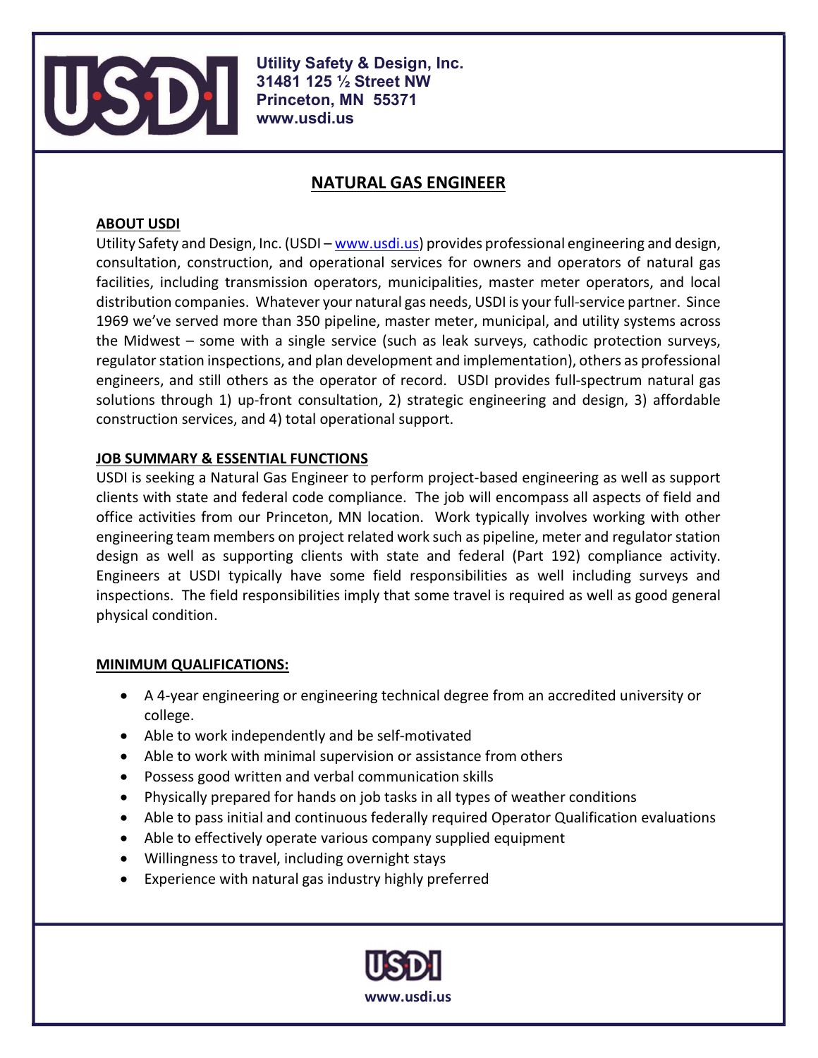Utility Safety & Design, Inc.
31481 125 ½ Street NW
Princeton, MN 55371
www.usdi.us

# NATURAL GAS ENGINEER

## ABOUT USDI

Utility Safety and Design, Inc. (USDI – www.usdi.us) provides professional engineering and design, consultation, construction, and operational services for owners and operators of natural gas facilities, including transmission operators, municipalities, master meter operators, and local distribution companies. Whatever your natural gas needs, USDI is your full-service partner. Since 1969 we've served more than 350 pipeline, master meter, municipal, and utility systems across the Midwest – some with a single service (such as leak surveys, cathodic protection surveys, regulator station inspections, and plan development and implementation), others as professional engineers, and still others as the operator of record. USDI provides full-spectrum natural gas solutions through 1) up-front consultation, 2) strategic engineering and design, 3) affordable construction services, and 4) total operational support.

## JOB SUMMARY & ESSENTIAL FUNCTIONS

USDI is seeking a Natural Gas Engineer to perform project-based engineering as well as support clients with state and federal code compliance. The job will encompass all aspects of field and office activities from our Princeton, MN location. Work typically involves working with other engineering team members on project related work such as pipeline, meter and regulator station design as well as supporting clients with state and federal (Part 192) compliance activity. Engineers at USDI typically have some field responsibilities as well including surveys and inspections. The field responsibilities imply that some travel is required as well as good general physical condition.

## MINIMUM QUALIFICATIONS:

- A 4-year engineering or engineering technical degree from an accredited university or college.
- Able to work independently and be self-motivated
- Able to work with minimal supervision or assistance from others
- Possess good written and verbal communication skills
- Physically prepared for hands on job tasks in all types of weather conditions
- Able to pass initial and continuous federally required Operator Qualification evaluations
- Able to effectively operate various company supplied equipment
- Willingness to travel, including overnight stays
- Experience with natural gas industry highly preferred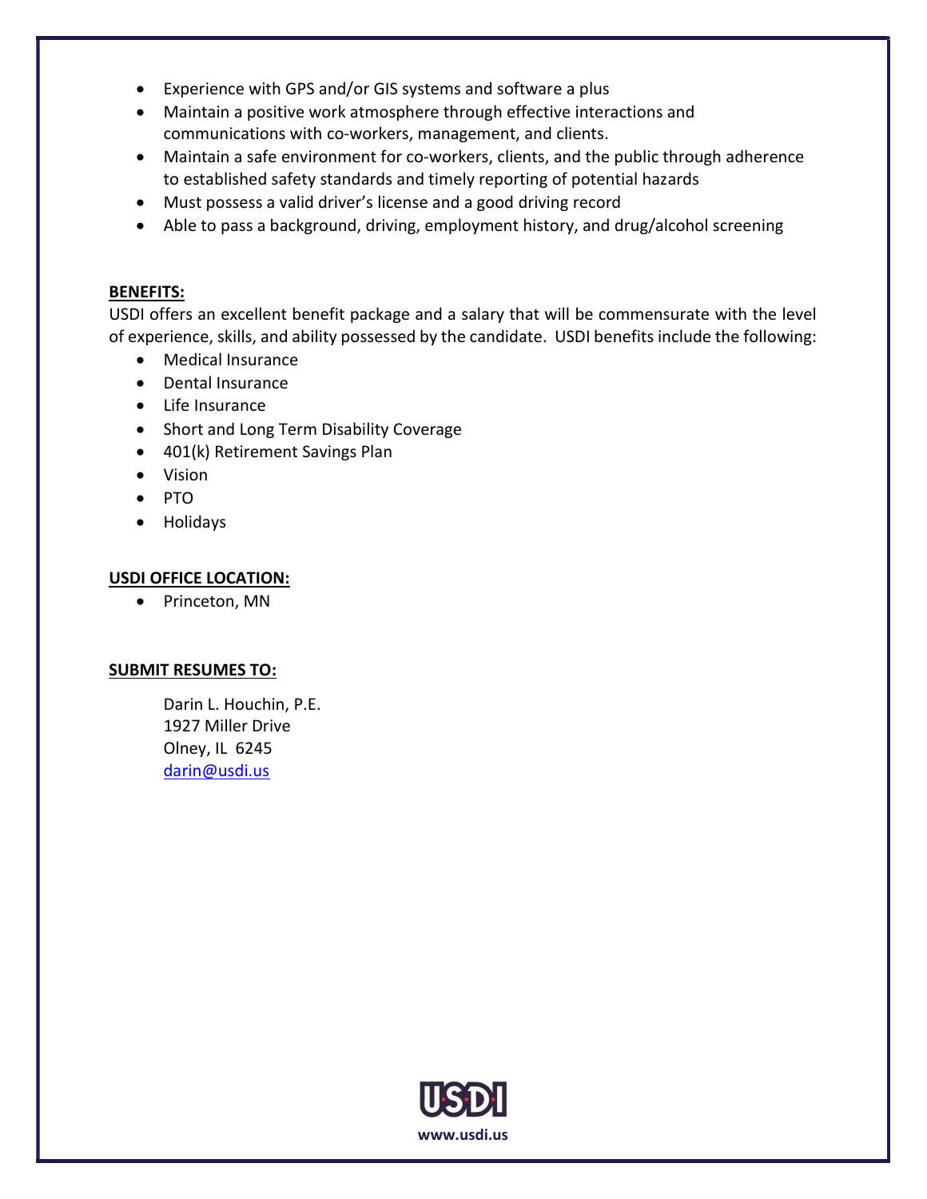- Experience with GPS and/or GIS systems and software a plus
- Maintain a positive work atmosphere through effective interactions and communications with co-workers, management, and clients.
- Maintain a safe environment for co-workers, clients, and the public through adherence to established safety standards and timely reporting of potential hazards
- Must possess a valid driver's license and a good driving record
- Able to pass a background, driving, employment history, and drug/alcohol screening

**BENEFITS:**

USDI offers an excellent benefit package and a salary that will be commensurate with the level of experience, skills, and ability possessed by the candidate. USDI benefits include the following:

- Medical Insurance
- Dental Insurance
- Life Insurance
- Short and Long Term Disability Coverage
- 401(k) Retirement Savings Plan
- Vision
- PTO
- Holidays

**USDI OFFICE LOCATION:**

- Princeton, MN

**SUBMIT RESUMES TO:**

Darin L. Houchin, P.E.
1927 Miller Drive
Olney, IL 6245
darin@usdi.us

USDI
www.usdi.us